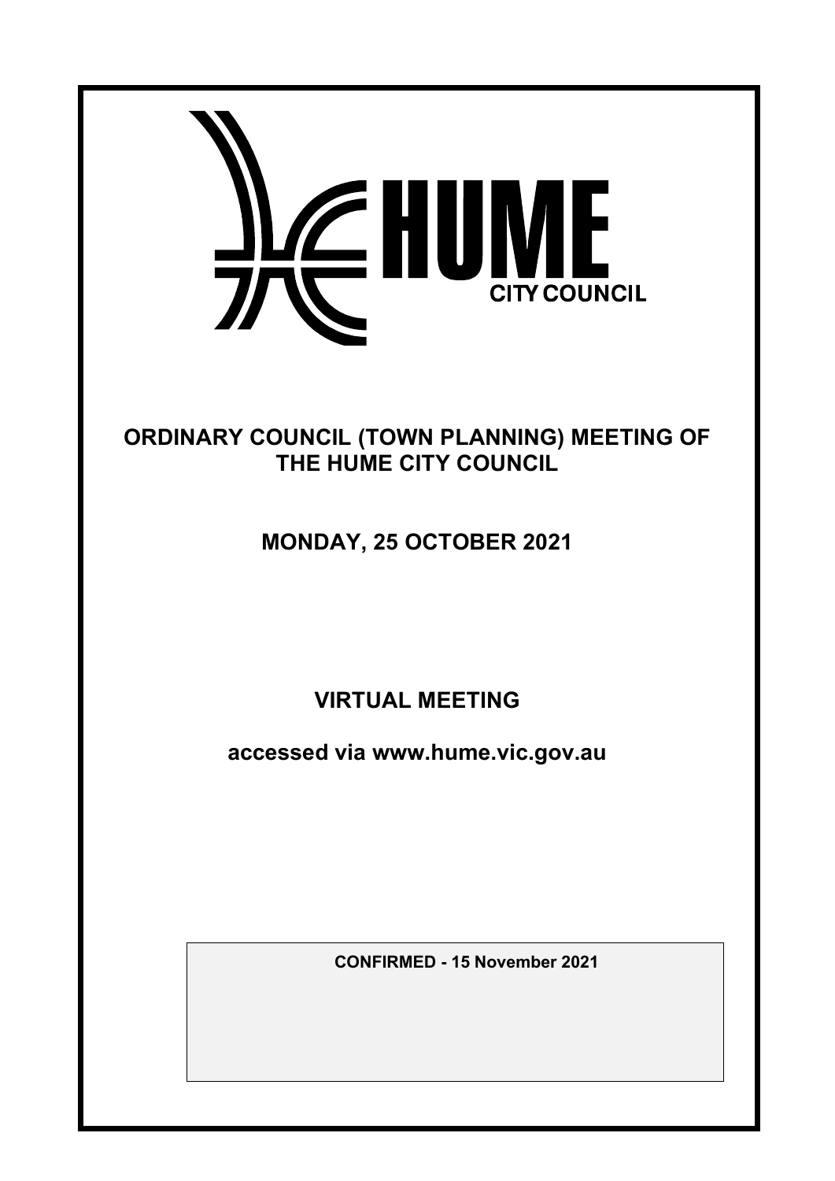HUME CITY COUNCIL

# ORDINARY COUNCIL (TOWN PLANNING) MEETING OF THE HUME CITY COUNCIL

## MONDAY, 25 OCTOBER 2021

## VIRTUAL MEETING

**accessed via www.hume.vic.gov.au**

**CONFIRMED - 15 November 2021**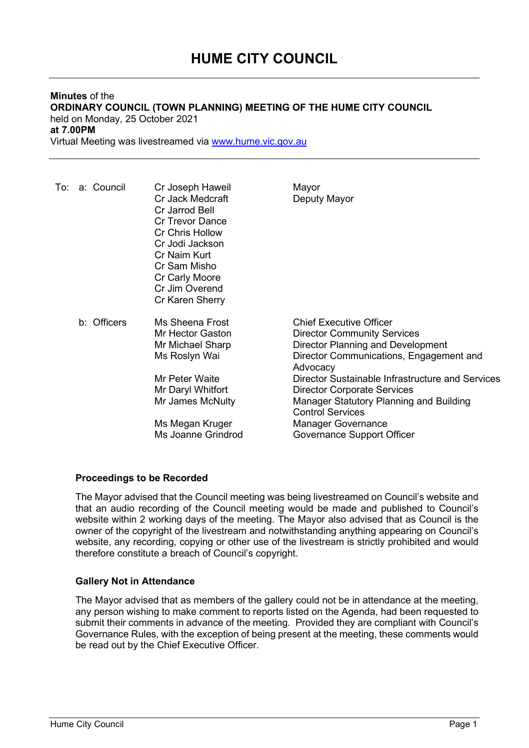# HUME CITY COUNCIL

**Minutes** of the
**ORDINARY COUNCIL (TOWN PLANNING) MEETING OF THE HUME CITY COUNCIL**
held on Monday, 25 October 2021
**at 7.00PM**
Virtual Meeting was livestreamed via www.hume.vic.gov.au

| To: | | | |
|---|---|---|---|
| | a: Council | Cr Joseph Haweil | Mayor |
| | | Cr Jack Medcraft | Deputy Mayor |
| | | Cr Jarrod Bell | |
| | | Cr Trevor Dance | |
| | | Cr Chris Hollow | |
| | | Cr Jodi Jackson | |
| | | Cr Naim Kurt | |
| | | Cr Sam Misho | |
| | | Cr Carly Moore | |
| | | Cr Jim Overend | |
| | | Cr Karen Sherry | |
| | b: Officers | Ms Sheena Frost | Chief Executive Officer |
| | | Mr Hector Gaston | Director Community Services |
| | | Mr Michael Sharp | Director Planning and Development |
| | | Ms Roslyn Wai | Director Communications, Engagement and Advocacy |
| | | Mr Peter Waite | Director Sustainable Infrastructure and Services |
| | | Mr Daryl Whitfort | Director Corporate Services |
| | | Mr James McNulty | Manager Statutory Planning and Building Control Services |
| | | Ms Megan Kruger | Manager Governance |
| | | Ms Joanne Grindrod | Governance Support Officer |

**Proceedings to be Recorded**

The Mayor advised that the Council meeting was being livestreamed on Council's website and that an audio recording of the Council meeting would be made and published to Council's website within 2 working days of the meeting. The Mayor also advised that as Council is the owner of the copyright of the livestream and notwithstanding anything appearing on Council's website, any recording, copying or other use of the livestream is strictly prohibited and would therefore constitute a breach of Council's copyright.

**Gallery Not in Attendance**

The Mayor advised that as members of the gallery could not be in attendance at the meeting, any person wishing to make comment to reports listed on the Agenda, had been requested to submit their comments in advance of the meeting. Provided they are compliant with Council's Governance Rules, with the exception of being present at the meeting, these comments would be read out by the Chief Executive Officer.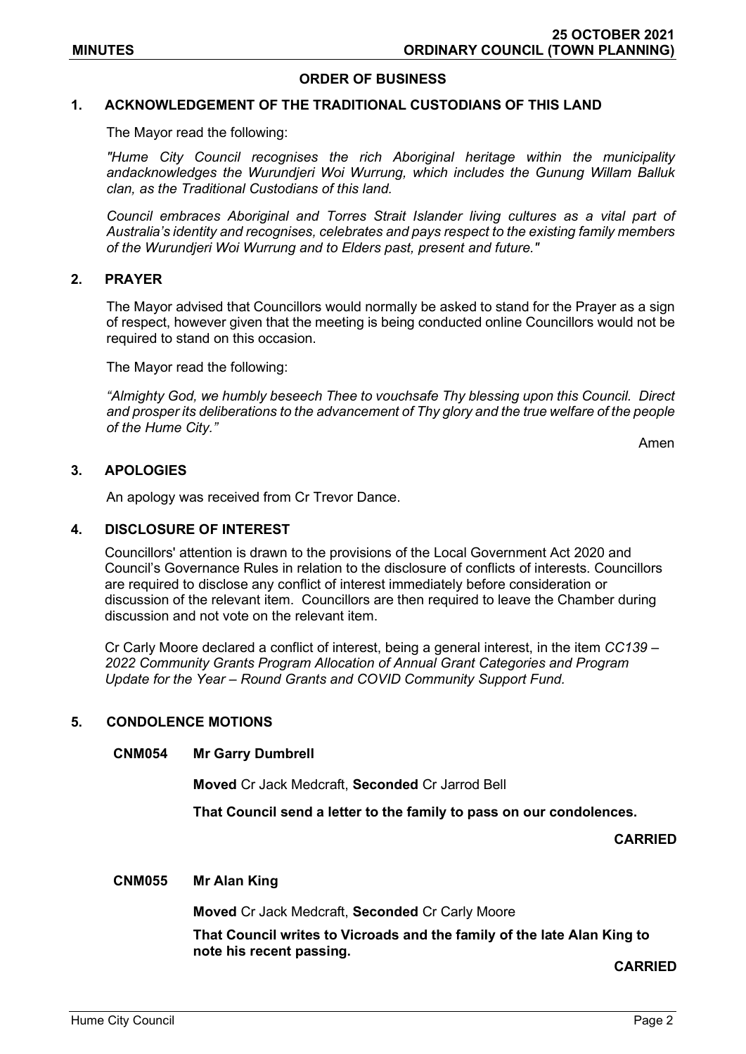## ORDER OF BUSINESS

### 1. ACKNOWLEDGEMENT OF THE TRADITIONAL CUSTODIANS OF THIS LAND

The Mayor read the following:

*"Hume City Council recognises the rich Aboriginal heritage within the municipality andacknowledges the Wurundjeri Woi Wurrung, which includes the Gunung Willam Balluk clan, as the Traditional Custodians of this land.*

*Council embraces Aboriginal and Torres Strait Islander living cultures as a vital part of Australia's identity and recognises, celebrates and pays respect to the existing family members of the Wurundjeri Woi Wurrung and to Elders past, present and future."*

### 2. PRAYER

The Mayor advised that Councillors would normally be asked to stand for the Prayer as a sign of respect, however given that the meeting is being conducted online Councillors would not be required to stand on this occasion.

The Mayor read the following:

*"Almighty God, we humbly beseech Thee to vouchsafe Thy blessing upon this Council. Direct and prosper its deliberations to the advancement of Thy glory and the true welfare of the people of the Hume City."*

Amen

### 3. APOLOGIES

An apology was received from Cr Trevor Dance.

### 4. DISCLOSURE OF INTEREST

Councillors' attention is drawn to the provisions of the Local Government Act 2020 and Council's Governance Rules in relation to the disclosure of conflicts of interests. Councillors are required to disclose any conflict of interest immediately before consideration or discussion of the relevant item. Councillors are then required to leave the Chamber during discussion and not vote on the relevant item.

Cr Carly Moore declared a conflict of interest, being a general interest, in the item *CC139 – 2022 Community Grants Program Allocation of Annual Grant Categories and Program Update for the Year – Round Grants and COVID Community Support Fund.*

### 5. CONDOLENCE MOTIONS

**CNM054 Mr Garry Dumbrell**

**Moved** Cr Jack Medcraft, **Seconded** Cr Jarrod Bell

**That Council send a letter to the family to pass on our condolences.**

**CARRIED**

**CNM055 Mr Alan King**

**Moved** Cr Jack Medcraft, **Seconded** Cr Carly Moore

**That Council writes to Vicroads and the family of the late Alan King to note his recent passing.**

**CARRIED**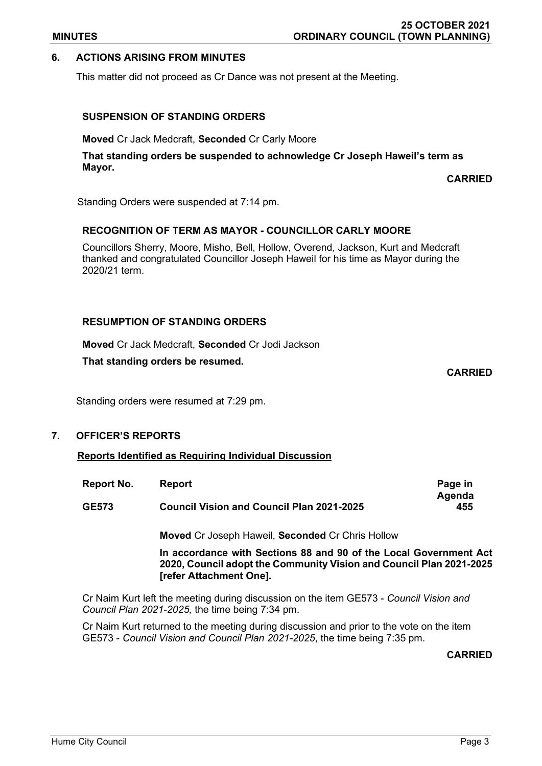## 6. ACTIONS ARISING FROM MINUTES

This matter did not proceed as Cr Dance was not present at the Meeting.

### SUSPENSION OF STANDING ORDERS

**Moved** Cr Jack Medcraft, **Seconded** Cr Carly Moore

**That standing orders be suspended to achnowledge Cr Joseph Haweil's term as Mayor.**

**CARRIED**

Standing Orders were suspended at 7:14 pm.

### RECOGNITION OF TERM AS MAYOR - COUNCILLOR CARLY MOORE

Councillors Sherry, Moore, Misho, Bell, Hollow, Overend, Jackson, Kurt and Medcraft thanked and congratulated Councillor Joseph Haweil for his time as Mayor during the 2020/21 term.

### RESUMPTION OF STANDING ORDERS

**Moved** Cr Jack Medcraft, **Seconded** Cr Jodi Jackson

**That standing orders be resumed.**

**CARRIED**

Standing orders were resumed at 7:29 pm.

## 7. OFFICER'S REPORTS

**Reports Identified as Requiring Individual Discussion**

| Report No. | Report | Page in Agenda |
|---|---|---|
| **GE573** | **Council Vision and Council Plan 2021-2025** | **455** |

**Moved** Cr Joseph Haweil, **Seconded** Cr Chris Hollow

**In accordance with Sections 88 and 90 of the Local Government Act 2020, Council adopt the Community Vision and Council Plan 2021-2025 [refer Attachment One].**

Cr Naim Kurt left the meeting during discussion on the item GE573 - *Council Vision and Council Plan 2021-2025,* the time being 7:34 pm.

Cr Naim Kurt returned to the meeting during discussion and prior to the vote on the item GE573 - *Council Vision and Council Plan 2021-2025*, the time being 7:35 pm.

**CARRIED**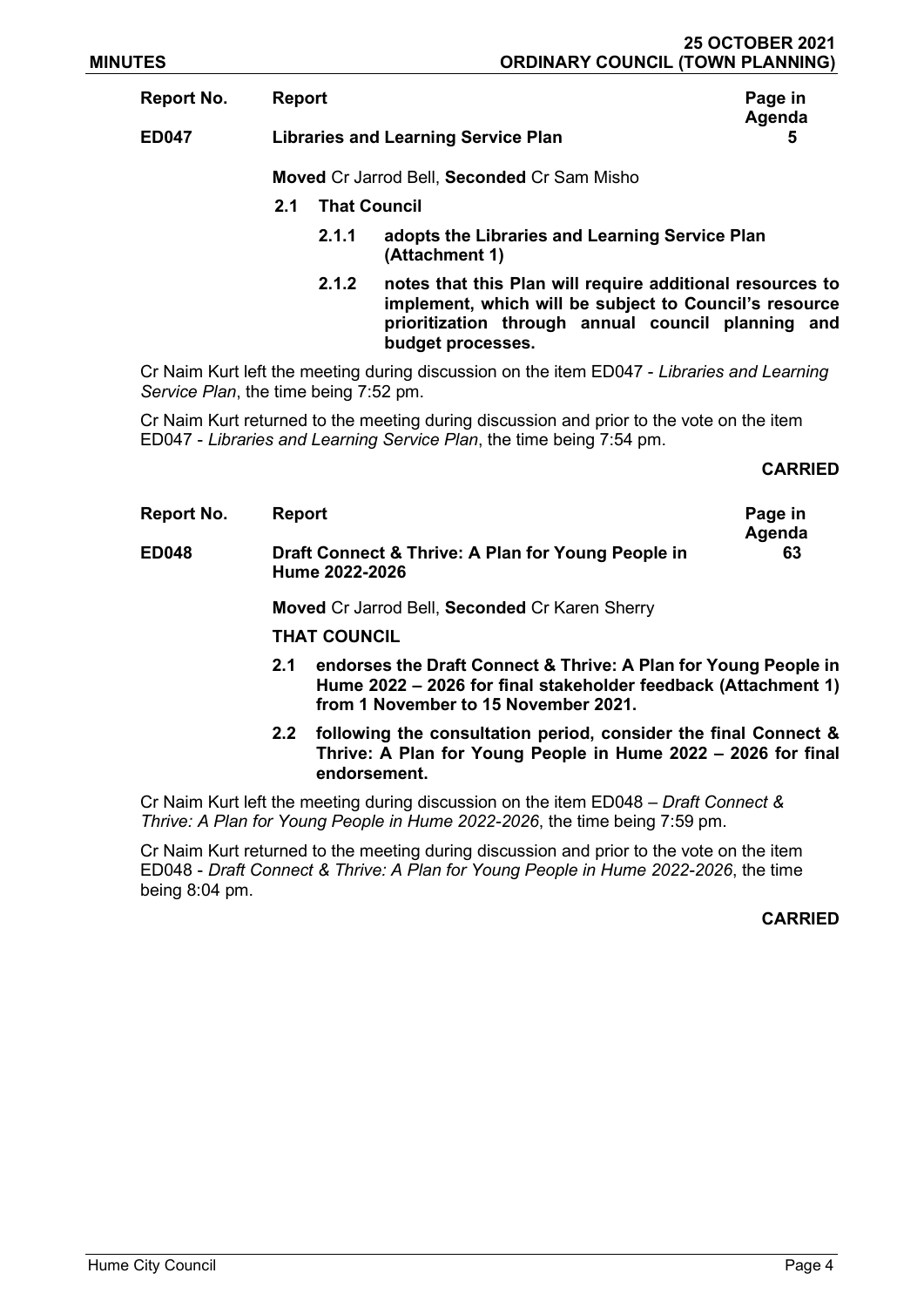| Report No. | Report | Page in Agenda |
|---|---|---|
| ED047 | Libraries and Learning Service Plan | 5 |

**Moved** Cr Jarrod Bell, **Seconded** Cr Sam Misho

**2.1 That Council**

**2.1.1 adopts the Libraries and Learning Service Plan (Attachment 1)**

**2.1.2 notes that this Plan will require additional resources to implement, which will be subject to Council's resource prioritization through annual council planning and budget processes.**

Cr Naim Kurt left the meeting during discussion on the item ED047 - *Libraries and Learning Service Plan*, the time being 7:52 pm.

Cr Naim Kurt returned to the meeting during discussion and prior to the vote on the item ED047 - *Libraries and Learning Service Plan*, the time being 7:54 pm.

**CARRIED**

| Report No. | Report | Page in Agenda |
|---|---|---|
| ED048 | Draft Connect & Thrive: A Plan for Young People in Hume 2022-2026 | 63 |

**Moved** Cr Jarrod Bell, **Seconded** Cr Karen Sherry

**THAT COUNCIL**

**2.1 endorses the Draft Connect & Thrive: A Plan for Young People in Hume 2022 – 2026 for final stakeholder feedback (Attachment 1) from 1 November to 15 November 2021.**

**2.2 following the consultation period, consider the final Connect & Thrive: A Plan for Young People in Hume 2022 – 2026 for final endorsement.**

Cr Naim Kurt left the meeting during discussion on the item ED048 – *Draft Connect & Thrive: A Plan for Young People in Hume 2022-2026*, the time being 7:59 pm.

Cr Naim Kurt returned to the meeting during discussion and prior to the vote on the item ED048 - *Draft Connect & Thrive: A Plan for Young People in Hume 2022-2026*, the time being 8:04 pm.

**CARRIED**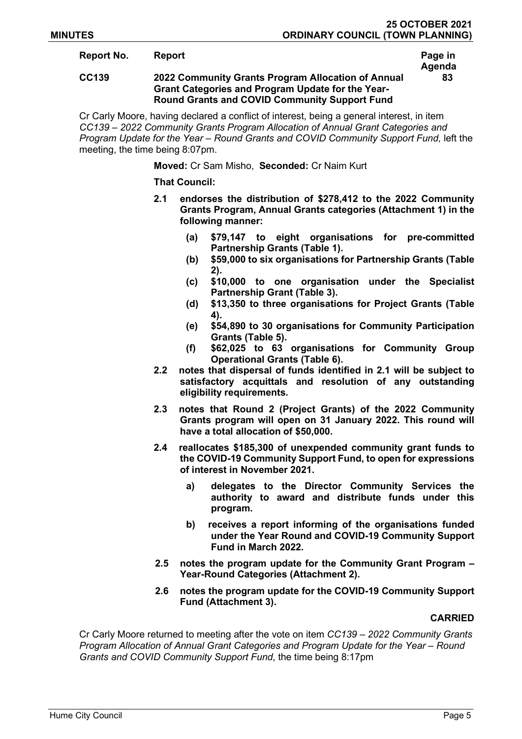| Report No. | Report | Page in Agenda |
| --- | --- | --- |
| CC139 | 2022 Community Grants Program Allocation of Annual Grant Categories and Program Update for the Year-Round Grants and COVID Community Support Fund | 83 |

Cr Carly Moore, having declared a conflict of interest, being a general interest, in item *CC139 – 2022 Community Grants Program Allocation of Annual Grant Categories and Program Update for the Year – Round Grants and COVID Community Support Fund,* left the meeting, the time being 8:07pm.

**Moved:** Cr Sam Misho, **Seconded:** Cr Naim Kurt

**That Council:**

**2.1 endorses the distribution of $278,412 to the 2022 Community Grants Program, Annual Grants categories (Attachment 1) in the following manner:**

- **(a) $79,147 to eight organisations for pre-committed Partnership Grants (Table 1).**
- **(b) $59,000 to six organisations for Partnership Grants (Table 2).**
- **(c) $10,000 to one organisation under the Specialist Partnership Grant (Table 3).**
- **(d) $13,350 to three organisations for Project Grants (Table 4).**
- **(e) $54,890 to 30 organisations for Community Participation Grants (Table 5).**
- **(f) $62,025 to 63 organisations for Community Group Operational Grants (Table 6).**

**2.2 notes that dispersal of funds identified in 2.1 will be subject to satisfactory acquittals and resolution of any outstanding eligibility requirements.**

**2.3 notes that Round 2 (Project Grants) of the 2022 Community Grants program will open on 31 January 2022. This round will have a total allocation of $50,000.**

**2.4 reallocates $185,300 of unexpended community grant funds to the COVID-19 Community Support Fund, to open for expressions of interest in November 2021.**

- **a) delegates to the Director Community Services the authority to award and distribute funds under this program.**
- **b) receives a report informing of the organisations funded under the Year Round and COVID-19 Community Support Fund in March 2022.**

**2.5 notes the program update for the Community Grant Program – Year-Round Categories (Attachment 2).**

**2.6 notes the program update for the COVID-19 Community Support Fund (Attachment 3).**

**CARRIED**

Cr Carly Moore returned to meeting after the vote on item *CC139 – 2022 Community Grants Program Allocation of Annual Grant Categories and Program Update for the Year – Round Grants and COVID Community Support Fund*, the time being 8:17pm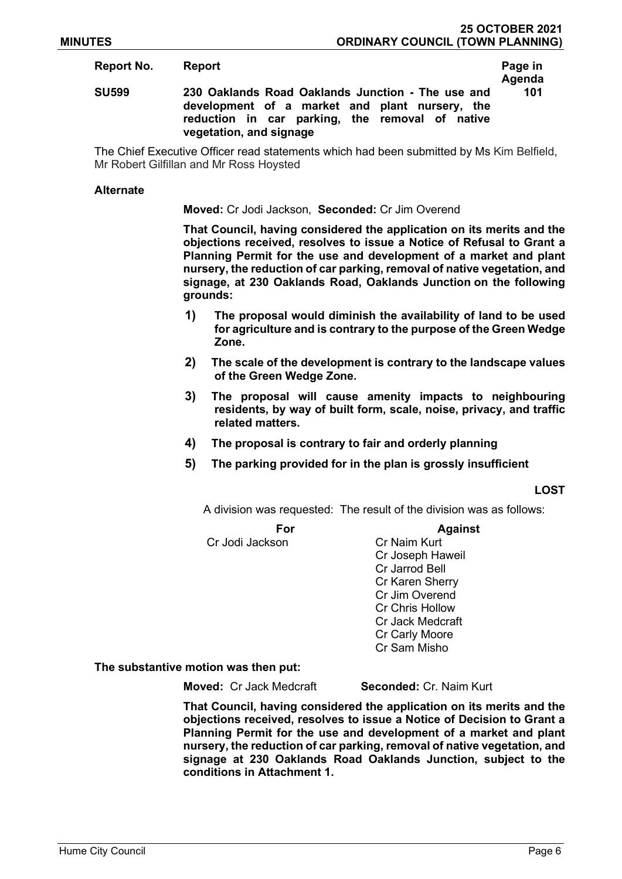| Report No. | Report | Page in Agenda |
|---|---|---|
| **SU599** | **230 Oaklands Road Oaklands Junction - The use and development of a market and plant nursery, the reduction in car parking, the removal of native vegetation, and signage** | **101** |

The Chief Executive Officer read statements which had been submitted by Ms Kim Belfield, Mr Robert Gilfillan and Mr Ross Hoysted

**Alternate**

**Moved:** Cr Jodi Jackson, **Seconded:** Cr Jim Overend

**That Council, having considered the application on its merits and the objections received, resolves to issue a Notice of Refusal to Grant a Planning Permit for the use and development of a market and plant nursery, the reduction of car parking, removal of native vegetation, and signage, at 230 Oaklands Road, Oaklands Junction on the following grounds:**

1) **The proposal would diminish the availability of land to be used for agriculture and is contrary to the purpose of the Green Wedge Zone.**
2) **The scale of the development is contrary to the landscape values of the Green Wedge Zone.**
3) **The proposal will cause amenity impacts to neighbouring residents, by way of built form, scale, noise, privacy, and traffic related matters.**
4) **The proposal is contrary to fair and orderly planning**
5) **The parking provided for in the plan is grossly insufficient**

**LOST**

A division was requested: The result of the division was as follows:

| For | Against |
|---|---|
| Cr Jodi Jackson | Cr Naim Kurt |
| | Cr Joseph Haweil |
| | Cr Jarrod Bell |
| | Cr Karen Sherry |
| | Cr Jim Overend |
| | Cr Chris Hollow |
| | Cr Jack Medcraft |
| | Cr Carly Moore |
| | Cr Sam Misho |

**The substantive motion was then put:**

**Moved:** Cr Jack Medcraft **Seconded:** Cr. Naim Kurt

**That Council, having considered the application on its merits and the objections received, resolves to issue a Notice of Decision to Grant a Planning Permit for the use and development of a market and plant nursery, the reduction of car parking, removal of native vegetation, and signage at 230 Oaklands Road Oaklands Junction, subject to the conditions in Attachment 1.**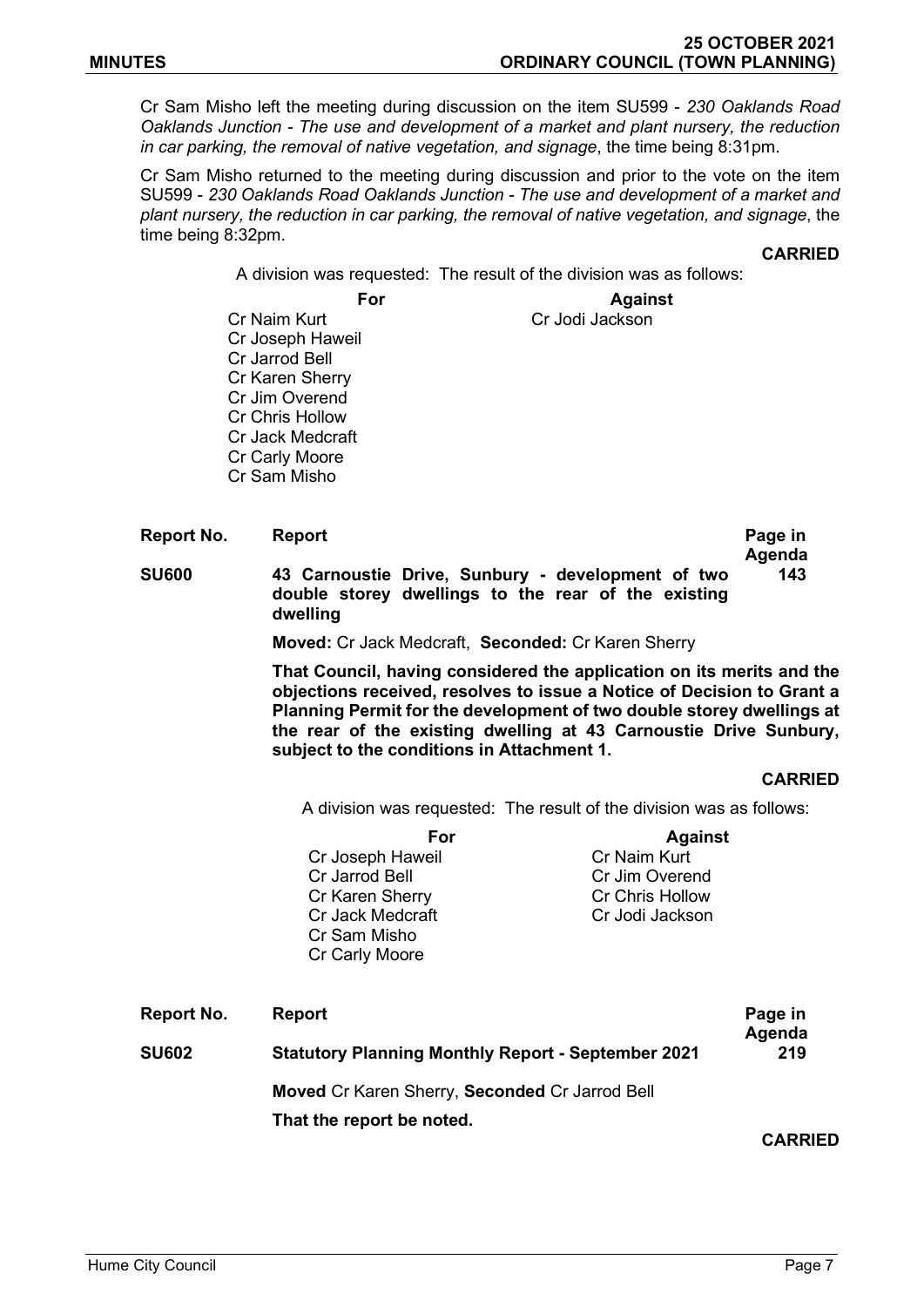Cr Sam Misho left the meeting during discussion on the item SU599 - *230 Oaklands Road Oaklands Junction - The use and development of a market and plant nursery, the reduction in car parking, the removal of native vegetation, and signage*, the time being 8:31pm.

Cr Sam Misho returned to the meeting during discussion and prior to the vote on the item SU599 - *230 Oaklands Road Oaklands Junction - The use and development of a market and plant nursery, the reduction in car parking, the removal of native vegetation, and signage*, the time being 8:32pm.

**CARRIED**

A division was requested: The result of the division was as follows:

| For | Against |
|---|---|
| Cr Naim Kurt | Cr Jodi Jackson |
| Cr Joseph Haweil | |
| Cr Jarrod Bell | |
| Cr Karen Sherry | |
| Cr Jim Overend | |
| Cr Chris Hollow | |
| Cr Jack Medcraft | |
| Cr Carly Moore | |
| Cr Sam Misho | |

| Report No. | Report | Page in Agenda |
|---|---|---|
| SU600 | **43 Carnoustie Drive, Sunbury - development of two double storey dwellings to the rear of the existing dwelling** | 143 |

**Moved:** Cr Jack Medcraft, **Seconded:** Cr Karen Sherry

**That Council, having considered the application on its merits and the objections received, resolves to issue a Notice of Decision to Grant a Planning Permit for the development of two double storey dwellings at the rear of the existing dwelling at 43 Carnoustie Drive Sunbury, subject to the conditions in Attachment 1.**

**CARRIED**

A division was requested: The result of the division was as follows:

| For | Against |
|---|---|
| Cr Joseph Haweil | Cr Naim Kurt |
| Cr Jarrod Bell | Cr Jim Overend |
| Cr Karen Sherry | Cr Chris Hollow |
| Cr Jack Medcraft | Cr Jodi Jackson |
| Cr Sam Misho | |
| Cr Carly Moore | |

| Report No. | Report | Page in Agenda |
|---|---|---|
| SU602 | **Statutory Planning Monthly Report - September 2021** | 219 |

**Moved** Cr Karen Sherry, **Seconded** Cr Jarrod Bell

**That the report be noted.**

**CARRIED**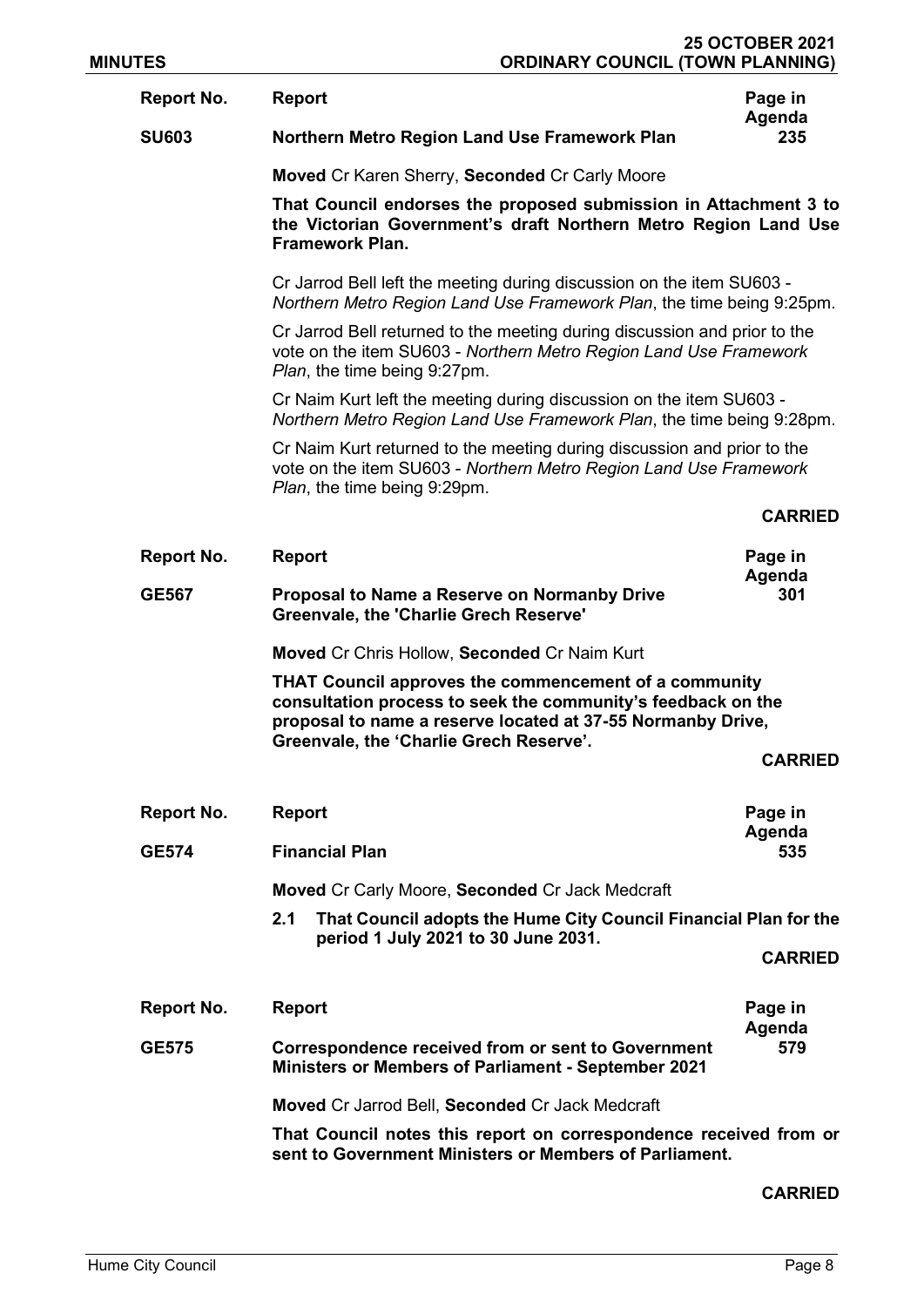| Report No. | Report | Page in Agenda |
|---|---|---|
| **SU603** | **Northern Metro Region Land Use Framework Plan** | **235** |

**Moved** Cr Karen Sherry, **Seconded** Cr Carly Moore

**That Council endorses the proposed submission in Attachment 3 to the Victorian Government's draft Northern Metro Region Land Use Framework Plan.**

Cr Jarrod Bell left the meeting during discussion on the item SU603 - *Northern Metro Region Land Use Framework Plan*, the time being 9:25pm.

Cr Jarrod Bell returned to the meeting during discussion and prior to the vote on the item SU603 - *Northern Metro Region Land Use Framework Plan*, the time being 9:27pm.

Cr Naim Kurt left the meeting during discussion on the item SU603 - *Northern Metro Region Land Use Framework Plan*, the time being 9:28pm.

Cr Naim Kurt returned to the meeting during discussion and prior to the vote on the item SU603 - *Northern Metro Region Land Use Framework Plan*, the time being 9:29pm.

**CARRIED**

| Report No. | Report | Page in Agenda |
|---|---|---|
| **GE567** | **Proposal to Name a Reserve on Normanby Drive Greenvale, the 'Charlie Grech Reserve'** | **301** |

**Moved** Cr Chris Hollow, **Seconded** Cr Naim Kurt

**THAT Council approves the commencement of a community consultation process to seek the community's feedback on the proposal to name a reserve located at 37-55 Normanby Drive, Greenvale, the 'Charlie Grech Reserve'.**

**CARRIED**

| Report No. | Report | Page in Agenda |
|---|---|---|
| **GE574** | **Financial Plan** | **535** |

**Moved** Cr Carly Moore, **Seconded** Cr Jack Medcraft

**2.1 That Council adopts the Hume City Council Financial Plan for the period 1 July 2021 to 30 June 2031.**

**CARRIED**

| Report No. | Report | Page in Agenda |
|---|---|---|
| **GE575** | **Correspondence received from or sent to Government Ministers or Members of Parliament - September 2021** | **579** |

**Moved** Cr Jarrod Bell, **Seconded** Cr Jack Medcraft

**That Council notes this report on correspondence received from or sent to Government Ministers or Members of Parliament.**

**CARRIED**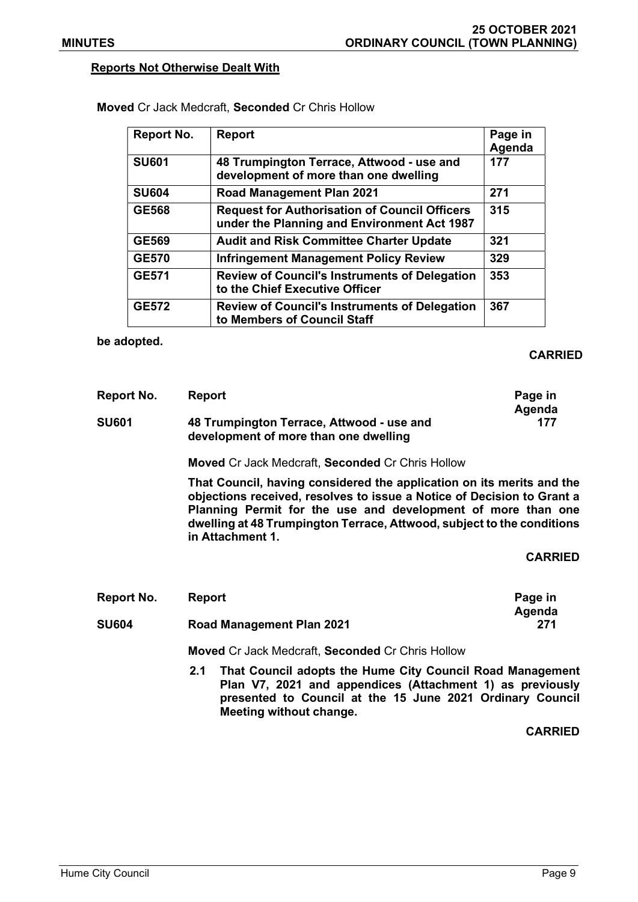**Reports Not Otherwise Dealt With**

**Moved** Cr Jack Medcraft, **Seconded** Cr Chris Hollow

| Report No. | Report | Page in Agenda |
|---|---|---|
| **SU601** | **48 Trumpington Terrace, Attwood - use and development of more than one dwelling** | **177** |
| **SU604** | **Road Management Plan 2021** | **271** |
| **GE568** | **Request for Authorisation of Council Officers under the Planning and Environment Act 1987** | **315** |
| **GE569** | **Audit and Risk Committee Charter Update** | **321** |
| **GE570** | **Infringement Management Policy Review** | **329** |
| **GE571** | **Review of Council's Instruments of Delegation to the Chief Executive Officer** | **353** |
| **GE572** | **Review of Council's Instruments of Delegation to Members of Council Staff** | **367** |

**be adopted.**

**CARRIED**

| Report No. | Report | Page in Agenda |
|---|---|---|
| **SU601** | **48 Trumpington Terrace, Attwood - use and development of more than one dwelling** | **177** |

**Moved** Cr Jack Medcraft, **Seconded** Cr Chris Hollow

**That Council, having considered the application on its merits and the objections received, resolves to issue a Notice of Decision to Grant a Planning Permit for the use and development of more than one dwelling at 48 Trumpington Terrace, Attwood, subject to the conditions in Attachment 1.**

**CARRIED**

| Report No. | Report | Page in Agenda |
|---|---|---|
| **SU604** | **Road Management Plan 2021** | **271** |

**Moved** Cr Jack Medcraft, **Seconded** Cr Chris Hollow

**2.1 That Council adopts the Hume City Council Road Management Plan V7, 2021 and appendices (Attachment 1) as previously presented to Council at the 15 June 2021 Ordinary Council Meeting without change.**

**CARRIED**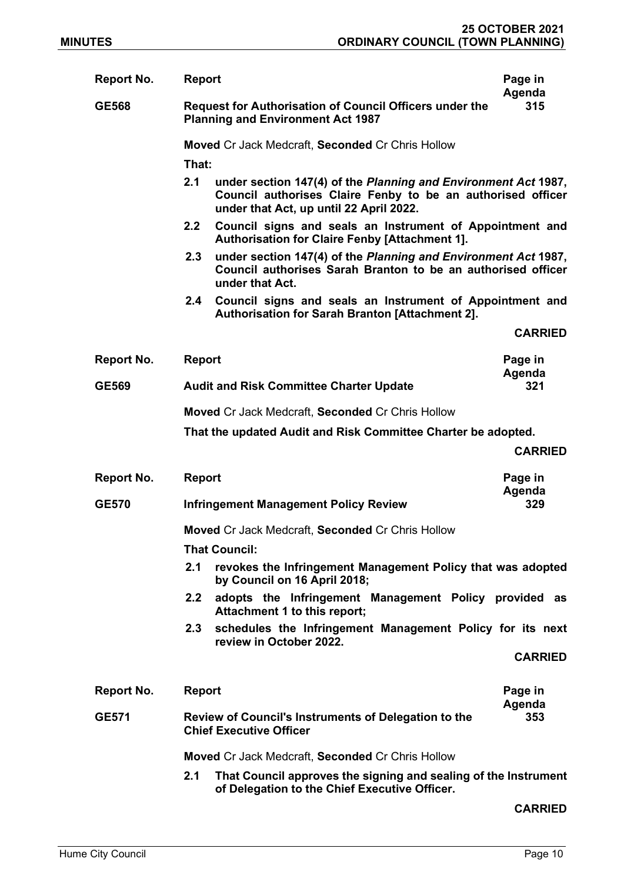| Report No. | Report | Page in Agenda |
|---|---|---|
| **GE568** | **Request for Authorisation of Council Officers under the Planning and Environment Act 1987** | **315** |

**Moved** Cr Jack Medcraft, **Seconded** Cr Chris Hollow

**That:**

**2.1 under section 147(4) of the *Planning and Environment Act* 1987, Council authorises Claire Fenby to be an authorised officer under that Act, up until 22 April 2022.**

**2.2 Council signs and seals an Instrument of Appointment and Authorisation for Claire Fenby [Attachment 1].**

**2.3 under section 147(4) of the *Planning and Environment Act* 1987, Council authorises Sarah Branton to be an authorised officer under that Act.**

**2.4 Council signs and seals an Instrument of Appointment and Authorisation for Sarah Branton [Attachment 2].**

**CARRIED**

| Report No. | Report | Page in Agenda |
|---|---|---|
| **GE569** | **Audit and Risk Committee Charter Update** | **321** |

**Moved** Cr Jack Medcraft, **Seconded** Cr Chris Hollow

**That the updated Audit and Risk Committee Charter be adopted.**

**CARRIED**

| Report No. | Report | Page in Agenda |
|---|---|---|
| **GE570** | **Infringement Management Policy Review** | **329** |

**Moved** Cr Jack Medcraft, **Seconded** Cr Chris Hollow

**That Council:**

**2.1 revokes the Infringement Management Policy that was adopted by Council on 16 April 2018;**

**2.2 adopts the Infringement Management Policy provided as Attachment 1 to this report;**

**2.3 schedules the Infringement Management Policy for its next review in October 2022.**

**CARRIED**

| Report No. | Report | Page in Agenda |
|---|---|---|
| **GE571** | **Review of Council's Instruments of Delegation to the Chief Executive Officer** | **353** |

**Moved** Cr Jack Medcraft, **Seconded** Cr Chris Hollow

**2.1 That Council approves the signing and sealing of the Instrument of Delegation to the Chief Executive Officer.**

**CARRIED**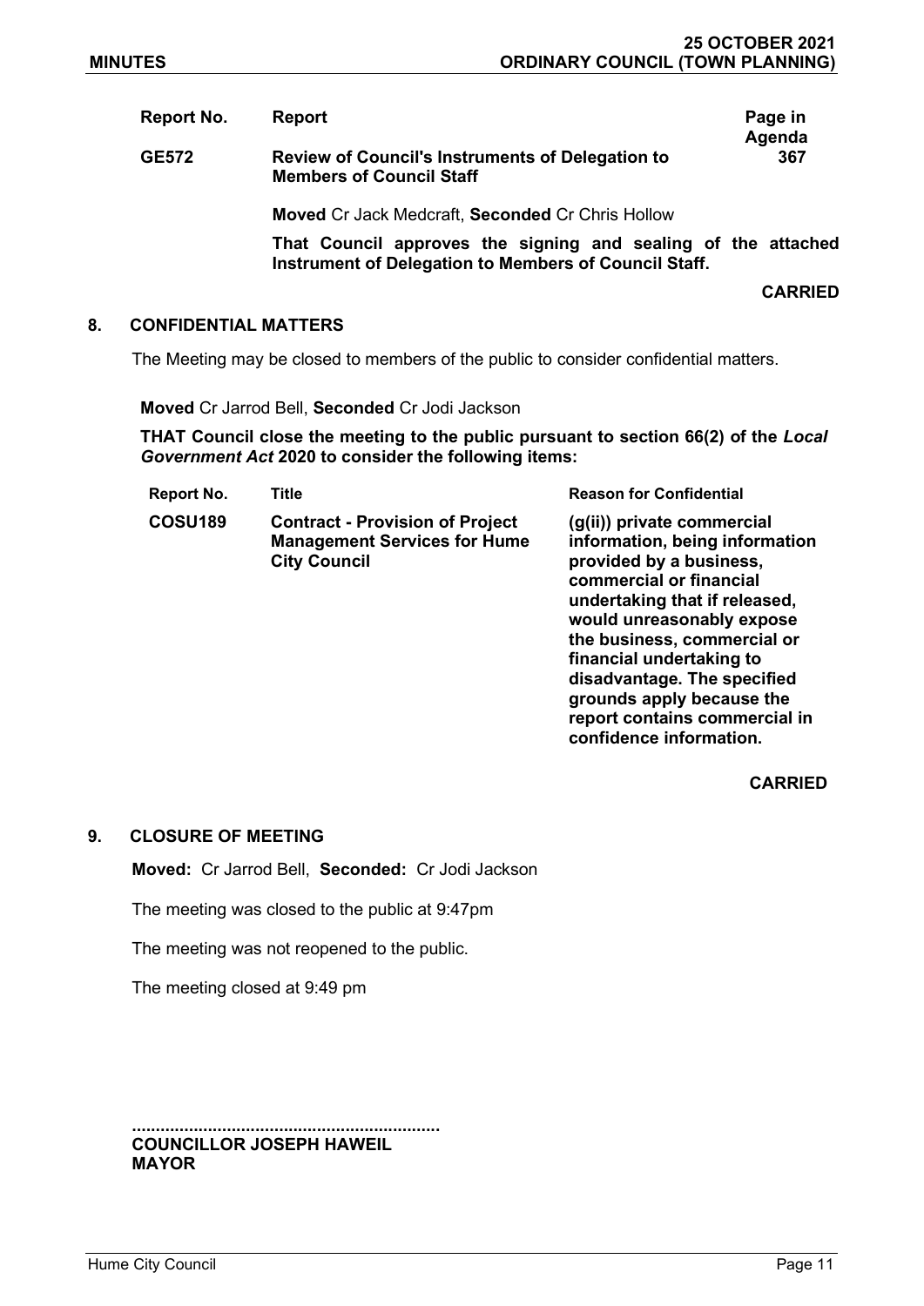| Report No. | Report | Page in Agenda |
|---|---|---|
| **GE572** | **Review of Council's Instruments of Delegation to Members of Council Staff** | **367** |

**Moved** Cr Jack Medcraft, **Seconded** Cr Chris Hollow

**That Council approves the signing and sealing of the attached Instrument of Delegation to Members of Council Staff.**

**CARRIED**

## 8. CONFIDENTIAL MATTERS

The Meeting may be closed to members of the public to consider confidential matters.

**Moved** Cr Jarrod Bell, **Seconded** Cr Jodi Jackson

**THAT Council close the meeting to the public pursuant to section 66(2) of the *Local Government Act* 2020 to consider the following items:**

| Report No. | Title | Reason for Confidential |
|---|---|---|
| **COSU189** | **Contract - Provision of Project Management Services for Hume City Council** | **(g(ii)) private commercial information, being information provided by a business, commercial or financial undertaking that if released, would unreasonably expose the business, commercial or financial undertaking to disadvantage. The specified grounds apply because the report contains commercial in confidence information.** |

**CARRIED**

## 9. CLOSURE OF MEETING

**Moved:** Cr Jarrod Bell, **Seconded:** Cr Jodi Jackson

The meeting was closed to the public at 9:47pm

The meeting was not reopened to the public.

The meeting closed at 9:49 pm

**................................................................**
**COUNCILLOR JOSEPH HAWEIL**
**MAYOR**